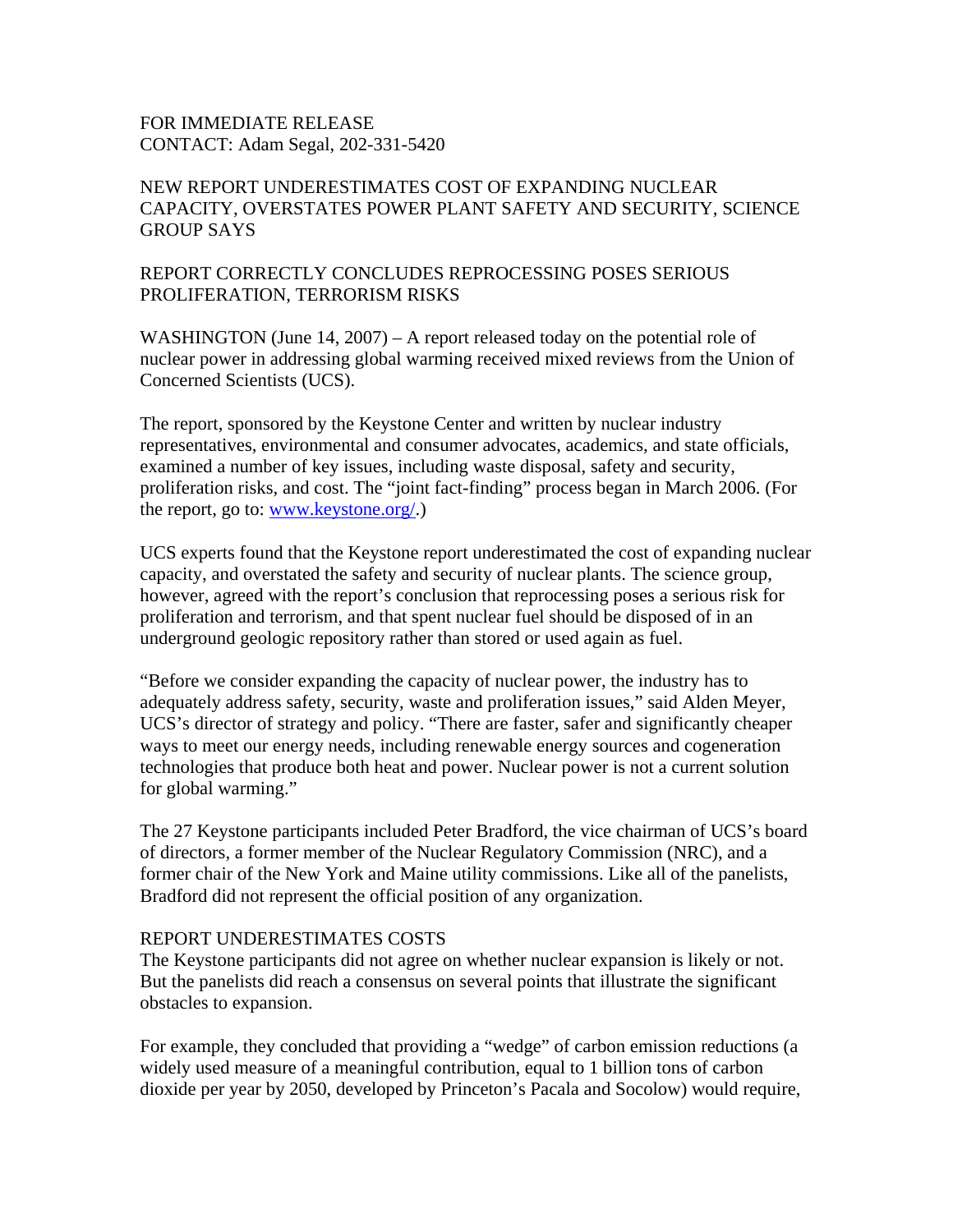FOR IMMEDIATE RELEASE
CONTACT: Adam Segal, 202-331-5420

# NEW REPORT UNDERESTIMATES COST OF EXPANDING NUCLEAR CAPACITY, OVERSTATES POWER PLANT SAFETY AND SECURITY, SCIENCE GROUP SAYS

## REPORT CORRECTLY CONCLUDES REPROCESSING POSES SERIOUS PROLIFERATION, TERRORISM RISKS

WASHINGTON (June 14, 2007) – A report released today on the potential role of nuclear power in addressing global warming received mixed reviews from the Union of Concerned Scientists (UCS).

The report, sponsored by the Keystone Center and written by nuclear industry representatives, environmental and consumer advocates, academics, and state officials, examined a number of key issues, including waste disposal, safety and security, proliferation risks, and cost. The "joint fact-finding" process began in March 2006. (For the report, go to: [www.keystone.org/](www.keystone.org/).)

UCS experts found that the Keystone report underestimated the cost of expanding nuclear capacity, and overstated the safety and security of nuclear plants. The science group, however, agreed with the report's conclusion that reprocessing poses a serious risk for proliferation and terrorism, and that spent nuclear fuel should be disposed of in an underground geologic repository rather than stored or used again as fuel.

"Before we consider expanding the capacity of nuclear power, the industry has to adequately address safety, security, waste and proliferation issues," said Alden Meyer, UCS's director of strategy and policy. "There are faster, safer and significantly cheaper ways to meet our energy needs, including renewable energy sources and cogeneration technologies that produce both heat and power. Nuclear power is not a current solution for global warming."

The 27 Keystone participants included Peter Bradford, the vice chairman of UCS's board of directors, a former member of the Nuclear Regulatory Commission (NRC), and a former chair of the New York and Maine utility commissions. Like all of the panelists, Bradford did not represent the official position of any organization.

### REPORT UNDERESTIMATES COSTS

The Keystone participants did not agree on whether nuclear expansion is likely or not. But the panelists did reach a consensus on several points that illustrate the significant obstacles to expansion.

For example, they concluded that providing a "wedge" of carbon emission reductions (a widely used measure of a meaningful contribution, equal to 1 billion tons of carbon dioxide per year by 2050, developed by Princeton's Pacala and Socolow) would require,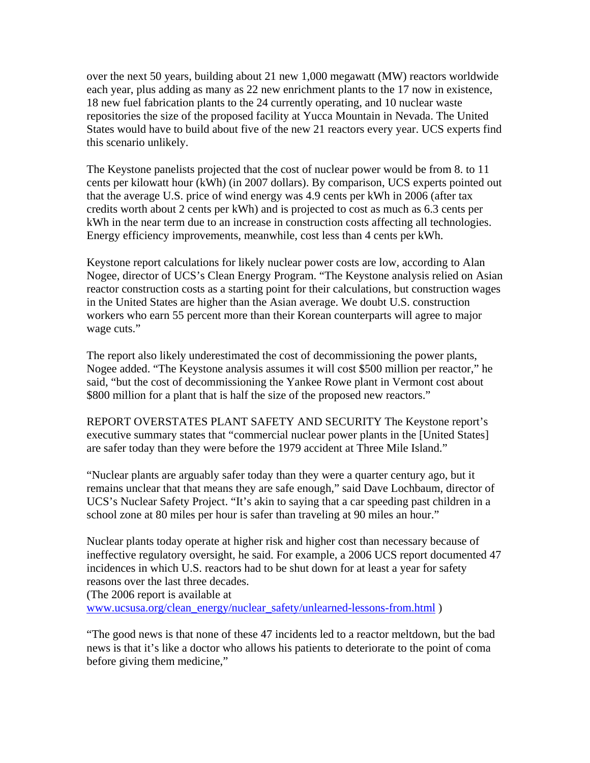over the next 50 years, building about 21 new 1,000 megawatt (MW) reactors worldwide each year, plus adding as many as 22 new enrichment plants to the 17 now in existence, 18 new fuel fabrication plants to the 24 currently operating, and 10 nuclear waste repositories the size of the proposed facility at Yucca Mountain in Nevada. The United States would have to build about five of the new 21 reactors every year. UCS experts find this scenario unlikely.

The Keystone panelists projected that the cost of nuclear power would be from 8. to 11 cents per kilowatt hour (kWh) (in 2007 dollars). By comparison, UCS experts pointed out that the average U.S. price of wind energy was 4.9 cents per kWh in 2006 (after tax credits worth about 2 cents per kWh) and is projected to cost as much as 6.3 cents per kWh in the near term due to an increase in construction costs affecting all technologies. Energy efficiency improvements, meanwhile, cost less than 4 cents per kWh.

Keystone report calculations for likely nuclear power costs are low, according to Alan Nogee, director of UCS's Clean Energy Program. "The Keystone analysis relied on Asian reactor construction costs as a starting point for their calculations, but construction wages in the United States are higher than the Asian average. We doubt U.S. construction workers who earn 55 percent more than their Korean counterparts will agree to major wage cuts."

The report also likely underestimated the cost of decommissioning the power plants, Nogee added. "The Keystone analysis assumes it will cost $500 million per reactor," he said, "but the cost of decommissioning the Yankee Rowe plant in Vermont cost about $800 million for a plant that is half the size of the proposed new reactors."

REPORT OVERSTATES PLANT SAFETY AND SECURITY The Keystone report's executive summary states that "commercial nuclear power plants in the [United States] are safer today than they were before the 1979 accident at Three Mile Island."

"Nuclear plants are arguably safer today than they were a quarter century ago, but it remains unclear that that means they are safe enough," said Dave Lochbaum, director of UCS's Nuclear Safety Project. "It's akin to saying that a car speeding past children in a school zone at 80 miles per hour is safer than traveling at 90 miles an hour."

Nuclear plants today operate at higher risk and higher cost than necessary because of ineffective regulatory oversight, he said. For example, a 2006 UCS report documented 47 incidences in which U.S. reactors had to be shut down for at least a year for safety reasons over the last three decades.
(The 2006 report is available at
www.ucsusa.org/clean_energy/nuclear_safety/unlearned-lessons-from.html )

"The good news is that none of these 47 incidents led to a reactor meltdown, but the bad news is that it's like a doctor who allows his patients to deteriorate to the point of coma before giving them medicine,"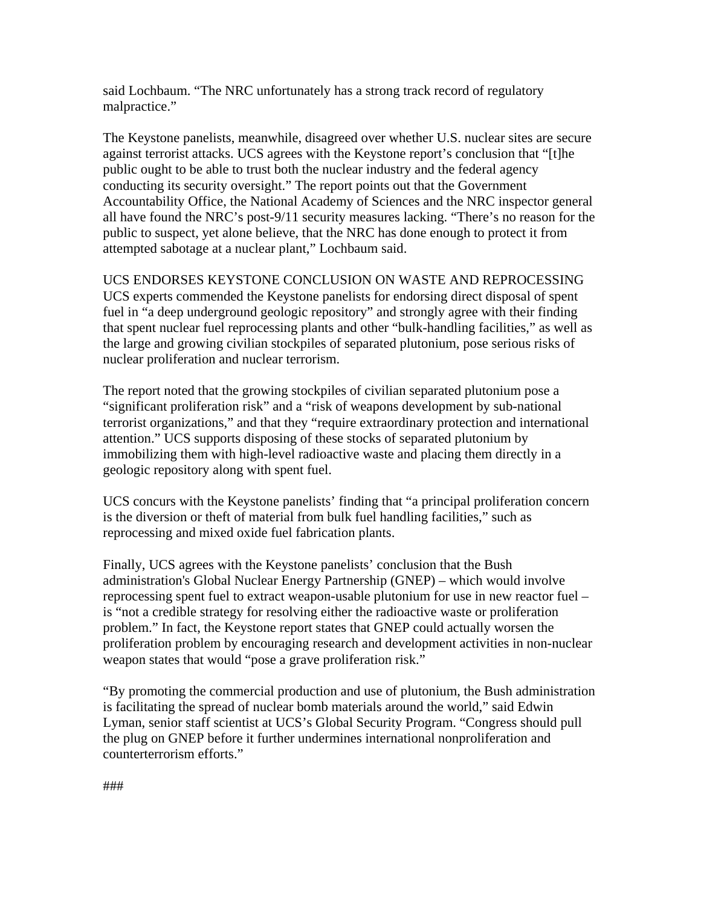said Lochbaum. "The NRC unfortunately has a strong track record of regulatory malpractice."

The Keystone panelists, meanwhile, disagreed over whether U.S. nuclear sites are secure against terrorist attacks. UCS agrees with the Keystone report's conclusion that "[t]he public ought to be able to trust both the nuclear industry and the federal agency conducting its security oversight." The report points out that the Government Accountability Office, the National Academy of Sciences and the NRC inspector general all have found the NRC's post-9/11 security measures lacking. "There's no reason for the public to suspect, yet alone believe, that the NRC has done enough to protect it from attempted sabotage at a nuclear plant," Lochbaum said.

UCS ENDORSES KEYSTONE CONCLUSION ON WASTE AND REPROCESSING
UCS experts commended the Keystone panelists for endorsing direct disposal of spent fuel in "a deep underground geologic repository" and strongly agree with their finding that spent nuclear fuel reprocessing plants and other "bulk-handling facilities," as well as the large and growing civilian stockpiles of separated plutonium, pose serious risks of nuclear proliferation and nuclear terrorism.

The report noted that the growing stockpiles of civilian separated plutonium pose a "significant proliferation risk" and a "risk of weapons development by sub-national terrorist organizations," and that they "require extraordinary protection and international attention." UCS supports disposing of these stocks of separated plutonium by immobilizing them with high-level radioactive waste and placing them directly in a geologic repository along with spent fuel.

UCS concurs with the Keystone panelists' finding that "a principal proliferation concern is the diversion or theft of material from bulk fuel handling facilities," such as reprocessing and mixed oxide fuel fabrication plants.

Finally, UCS agrees with the Keystone panelists' conclusion that the Bush administration's Global Nuclear Energy Partnership (GNEP) – which would involve reprocessing spent fuel to extract weapon-usable plutonium for use in new reactor fuel – is "not a credible strategy for resolving either the radioactive waste or proliferation problem." In fact, the Keystone report states that GNEP could actually worsen the proliferation problem by encouraging research and development activities in non-nuclear weapon states that would "pose a grave proliferation risk."

"By promoting the commercial production and use of plutonium, the Bush administration is facilitating the spread of nuclear bomb materials around the world," said Edwin Lyman, senior staff scientist at UCS's Global Security Program. "Congress should pull the plug on GNEP before it further undermines international nonproliferation and counterterrorism efforts."

###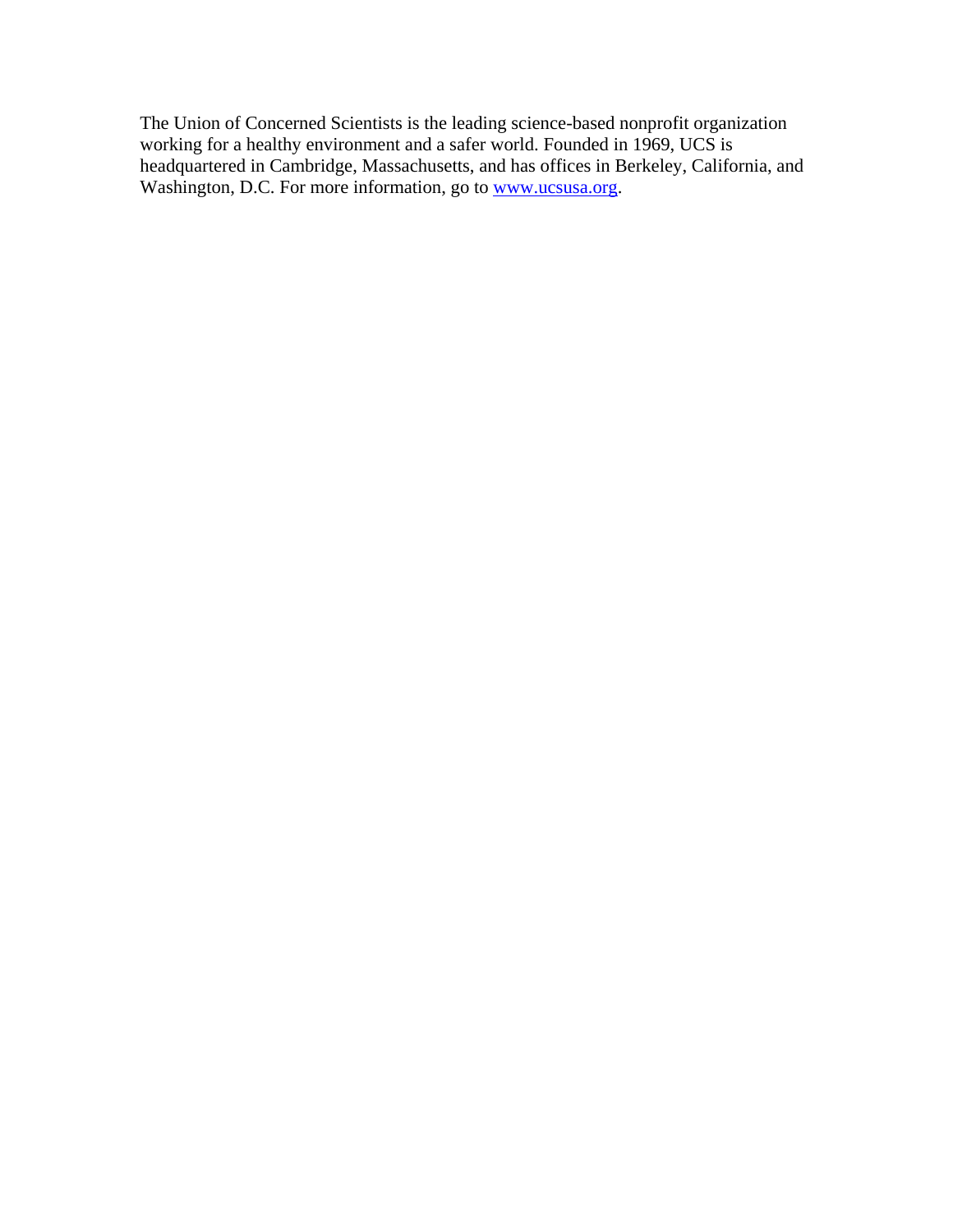The Union of Concerned Scientists is the leading science-based nonprofit organization working for a healthy environment and a safer world. Founded in 1969, UCS is headquartered in Cambridge, Massachusetts, and has offices in Berkeley, California, and Washington, D.C. For more information, go to [www.ucsusa.org](http://www.ucsusa.org).